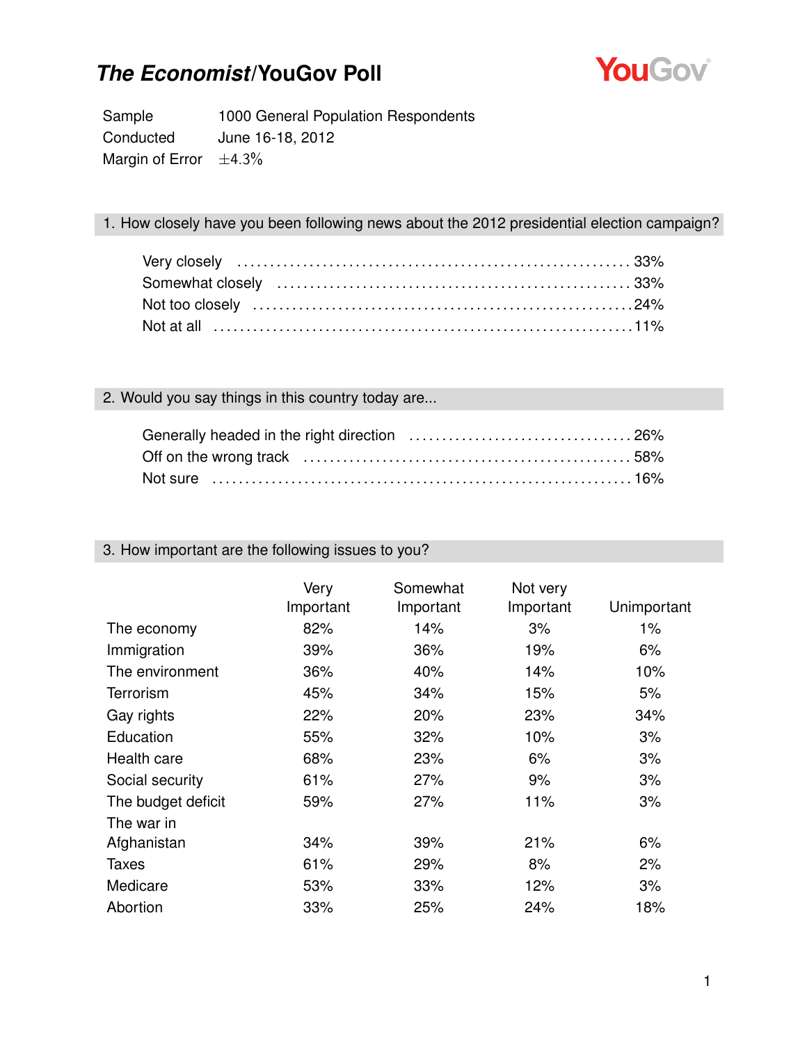# *The Economist*/YouGov Poll

| | |
|---|---|
| Sample | 1000 General Population Respondents |
| Conducted | June 16-18, 2012 |
| Margin of Error | ±4.3% |

## 1. How closely have you been following news about the 2012 presidential election campaign?

| | |
|---|---|
| Very closely | 33% |
| Somewhat closely | 33% |
| Not too closely | 24% |
| Not at all | 11% |

## 2. Would you say things in this country today are...

| | |
|---|---|
| Generally headed in the right direction | 26% |
| Off on the wrong track | 58% |
| Not sure | 16% |

## 3. How important are the following issues to you?

| | Very Important | Somewhat Important | Not very Important | Unimportant |
|---|---|---|---|---|
| The economy | 82% | 14% | 3% | 1% |
| Immigration | 39% | 36% | 19% | 6% |
| The environment | 36% | 40% | 14% | 10% |
| Terrorism | 45% | 34% | 15% | 5% |
| Gay rights | 22% | 20% | 23% | 34% |
| Education | 55% | 32% | 10% | 3% |
| Health care | 68% | 23% | 6% | 3% |
| Social security | 61% | 27% | 9% | 3% |
| The budget deficit | 59% | 27% | 11% | 3% |
| The war in Afghanistan | 34% | 39% | 21% | 6% |
| Taxes | 61% | 29% | 8% | 2% |
| Medicare | 53% | 33% | 12% | 3% |
| Abortion | 33% | 25% | 24% | 18% |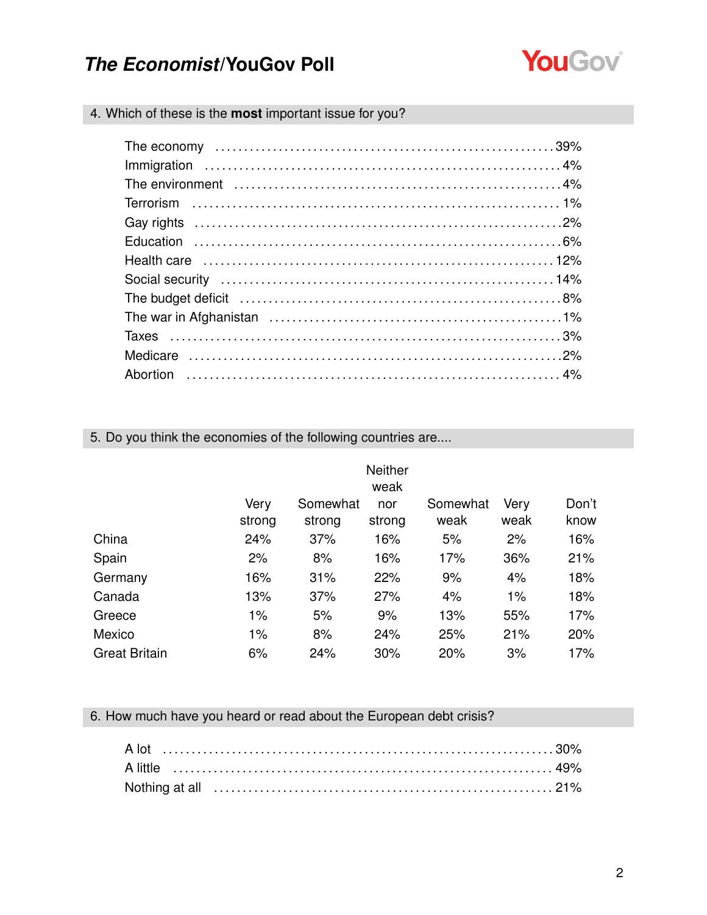## The Economist/YouGov Poll

### 4. Which of these is the **most** important issue for you?

| | |
|---|---|
| The economy | 39% |
| Immigration | 4% |
| The environment | 4% |
| Terrorism | 1% |
| Gay rights | 2% |
| Education | 6% |
| Health care | 12% |
| Social security | 14% |
| The budget deficit | 8% |
| The war in Afghanistan | 1% |
| Taxes | 3% |
| Medicare | 2% |
| Abortion | 4% |

### 5. Do you think the economies of the following countries are....

| | Very strong | Somewhat strong | Neither weak nor strong | Somewhat weak | Very weak | Don't know |
|---|---|---|---|---|---|---|
| China | 24% | 37% | 16% | 5% | 2% | 16% |
| Spain | 2% | 8% | 16% | 17% | 36% | 21% |
| Germany | 16% | 31% | 22% | 9% | 4% | 18% |
| Canada | 13% | 37% | 27% | 4% | 1% | 18% |
| Greece | 1% | 5% | 9% | 13% | 55% | 17% |
| Mexico | 1% | 8% | 24% | 25% | 21% | 20% |
| Great Britain | 6% | 24% | 30% | 20% | 3% | 17% |

### 6. How much have you heard or read about the European debt crisis?

| | |
|---|---|
| A lot | 30% |
| A little | 49% |
| Nothing at all | 21% |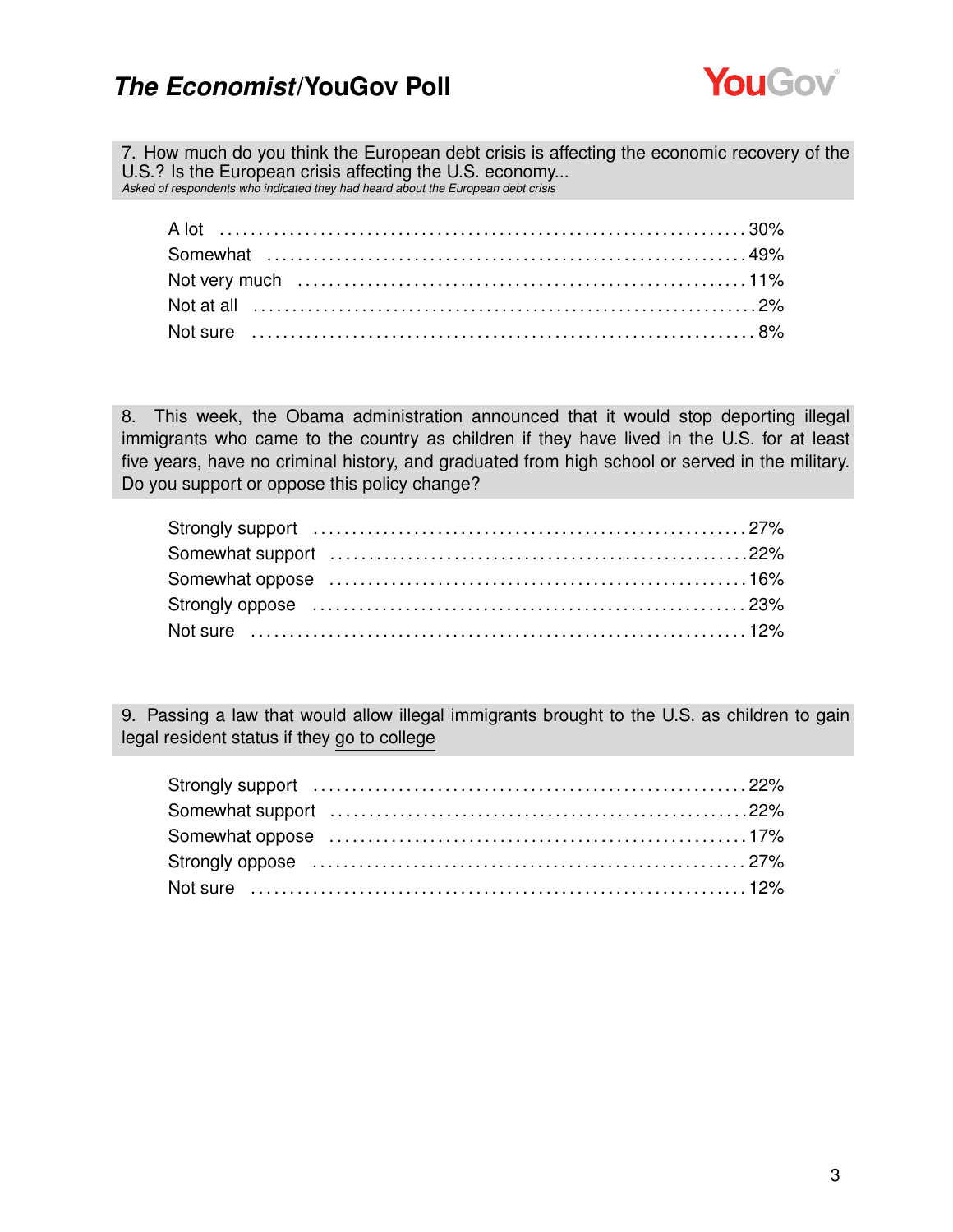**7. How much do you think the European debt crisis is affecting the economic recovery of the U.S.? Is the European crisis affecting the U.S. economy...**
*Asked of respondents who indicated they had heard about the European debt crisis*

| Response | % |
|---|---|
| A lot | 30% |
| Somewhat | 49% |
| Not very much | 11% |
| Not at all | 2% |
| Not sure | 8% |

**8. This week, the Obama administration announced that it would stop deporting illegal immigrants who came to the country as children if they have lived in the U.S. for at least five years, have no criminal history, and graduated from high school or served in the military. Do you support or oppose this policy change?**

| Response | % |
|---|---|
| Strongly support | 27% |
| Somewhat support | 22% |
| Somewhat oppose | 16% |
| Strongly oppose | 23% |
| Not sure | 12% |

**9. Passing a law that would allow illegal immigrants brought to the U.S. as children to gain legal resident status if they go to college**

| Response | % |
|---|---|
| Strongly support | 22% |
| Somewhat support | 22% |
| Somewhat oppose | 17% |
| Strongly oppose | 27% |
| Not sure | 12% |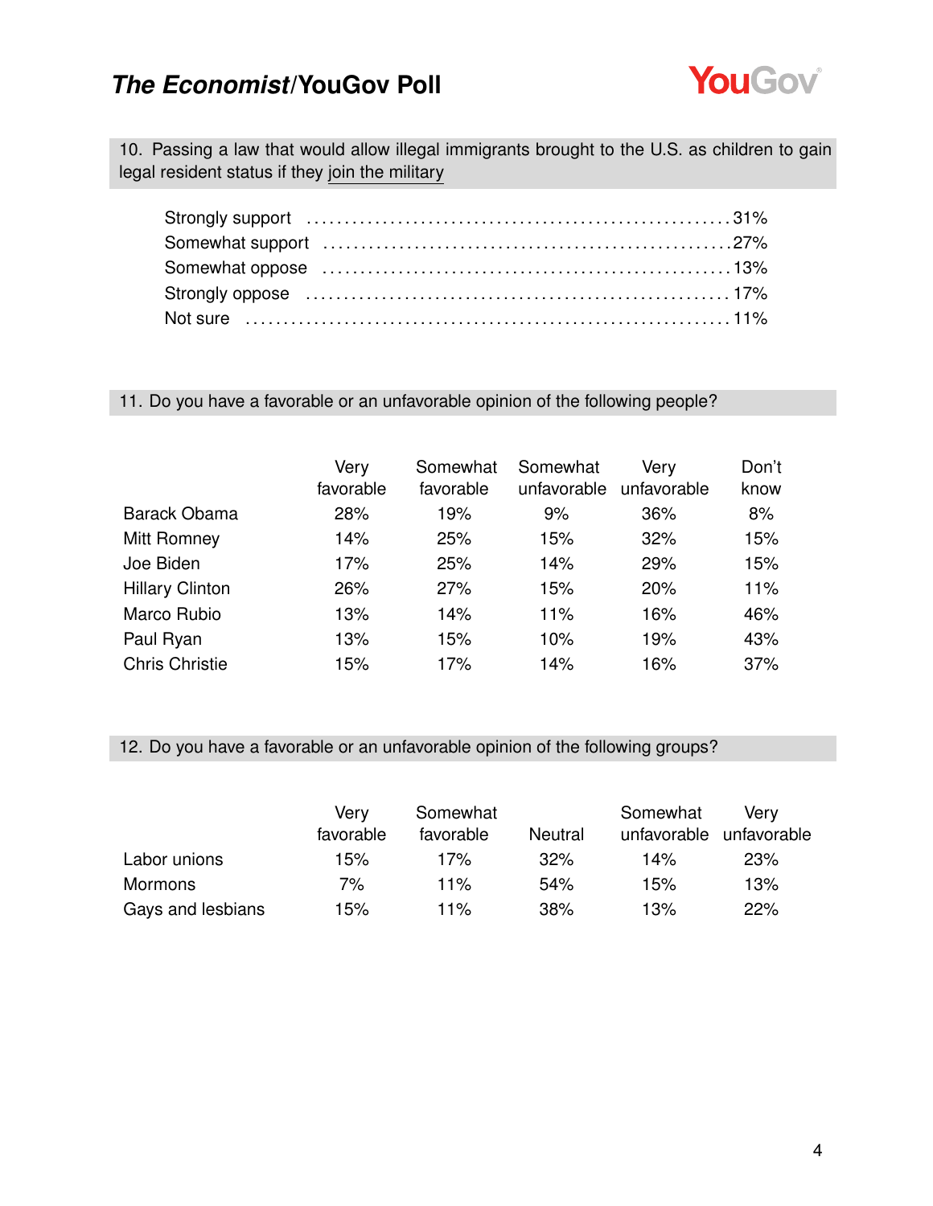**10. Passing a law that would allow illegal immigrants brought to the U.S. as children to gain legal resident status if they join the military**

| | |
|---|---|
| Strongly support | 31% |
| Somewhat support | 27% |
| Somewhat oppose | 13% |
| Strongly oppose | 17% |
| Not sure | 11% |

**11. Do you have a favorable or an unfavorable opinion of the following people?**

| | Very favorable | Somewhat favorable | Somewhat unfavorable | Very unfavorable | Don't know |
|---|---|---|---|---|---|
| Barack Obama | 28% | 19% | 9% | 36% | 8% |
| Mitt Romney | 14% | 25% | 15% | 32% | 15% |
| Joe Biden | 17% | 25% | 14% | 29% | 15% |
| Hillary Clinton | 26% | 27% | 15% | 20% | 11% |
| Marco Rubio | 13% | 14% | 11% | 16% | 46% |
| Paul Ryan | 13% | 15% | 10% | 19% | 43% |
| Chris Christie | 15% | 17% | 14% | 16% | 37% |

**12. Do you have a favorable or an unfavorable opinion of the following groups?**

| | Very favorable | Somewhat favorable | Neutral | Somewhat unfavorable | Very unfavorable |
|---|---|---|---|---|---|
| Labor unions | 15% | 17% | 32% | 14% | 23% |
| Mormons | 7% | 11% | 54% | 15% | 13% |
| Gays and lesbians | 15% | 11% | 38% | 13% | 22% |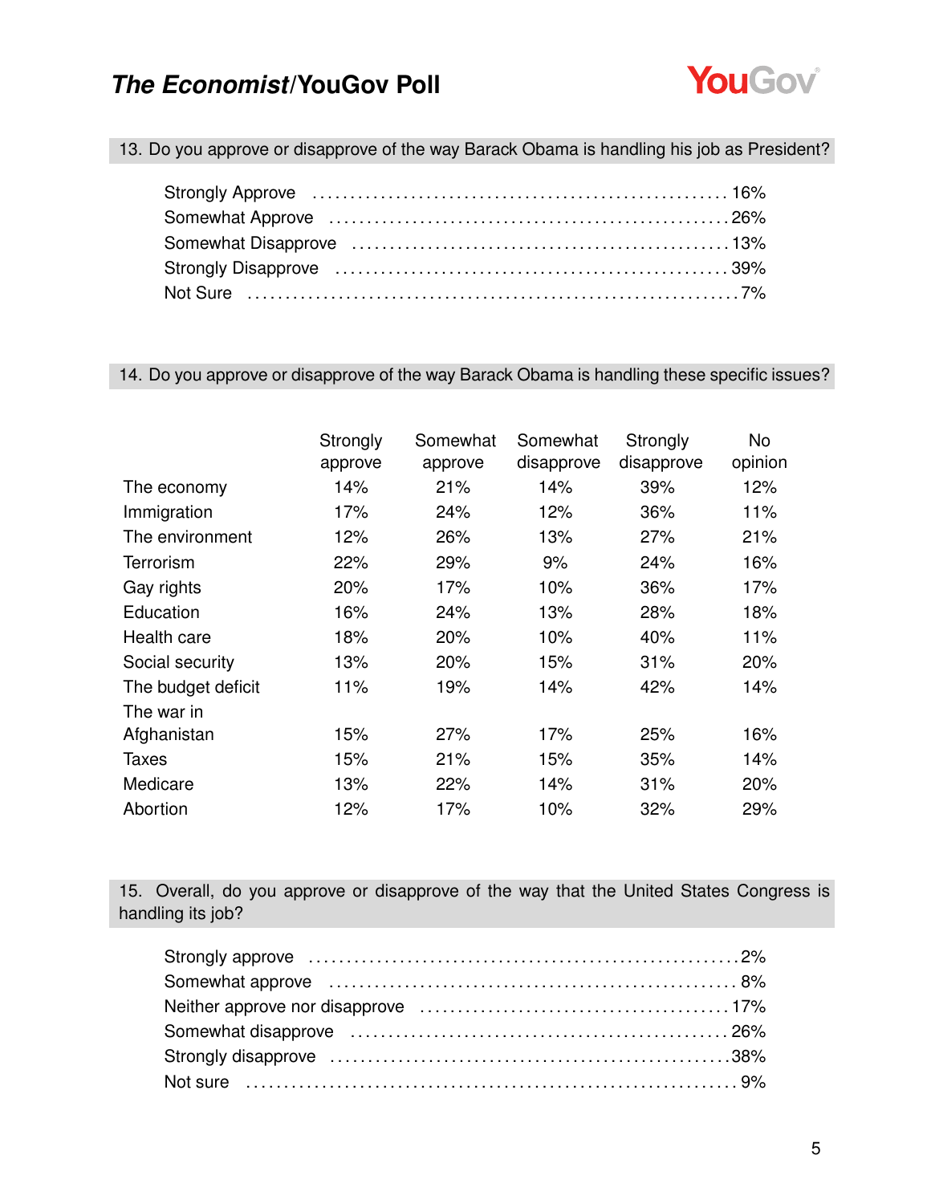**13. Do you approve or disapprove of the way Barack Obama is handling his job as President?**

| | |
|---|---|
| Strongly Approve | 16% |
| Somewhat Approve | 26% |
| Somewhat Disapprove | 13% |
| Strongly Disapprove | 39% |
| Not Sure | 7% |

**14. Do you approve or disapprove of the way Barack Obama is handling these specific issues?**

| | Strongly approve | Somewhat approve | Somewhat disapprove | Strongly disapprove | No opinion |
|---|---|---|---|---|---|
| The economy | 14% | 21% | 14% | 39% | 12% |
| Immigration | 17% | 24% | 12% | 36% | 11% |
| The environment | 12% | 26% | 13% | 27% | 21% |
| Terrorism | 22% | 29% | 9% | 24% | 16% |
| Gay rights | 20% | 17% | 10% | 36% | 17% |
| Education | 16% | 24% | 13% | 28% | 18% |
| Health care | 18% | 20% | 10% | 40% | 11% |
| Social security | 13% | 20% | 15% | 31% | 20% |
| The budget deficit | 11% | 19% | 14% | 42% | 14% |
| The war in Afghanistan | 15% | 27% | 17% | 25% | 16% |
| Taxes | 15% | 21% | 15% | 35% | 14% |
| Medicare | 13% | 22% | 14% | 31% | 20% |
| Abortion | 12% | 17% | 10% | 32% | 29% |

**15. Overall, do you approve or disapprove of the way that the United States Congress is handling its job?**

| | |
|---|---|
| Strongly approve | 2% |
| Somewhat approve | 8% |
| Neither approve nor disapprove | 17% |
| Somewhat disapprove | 26% |
| Strongly disapprove | 38% |
| Not sure | 9% |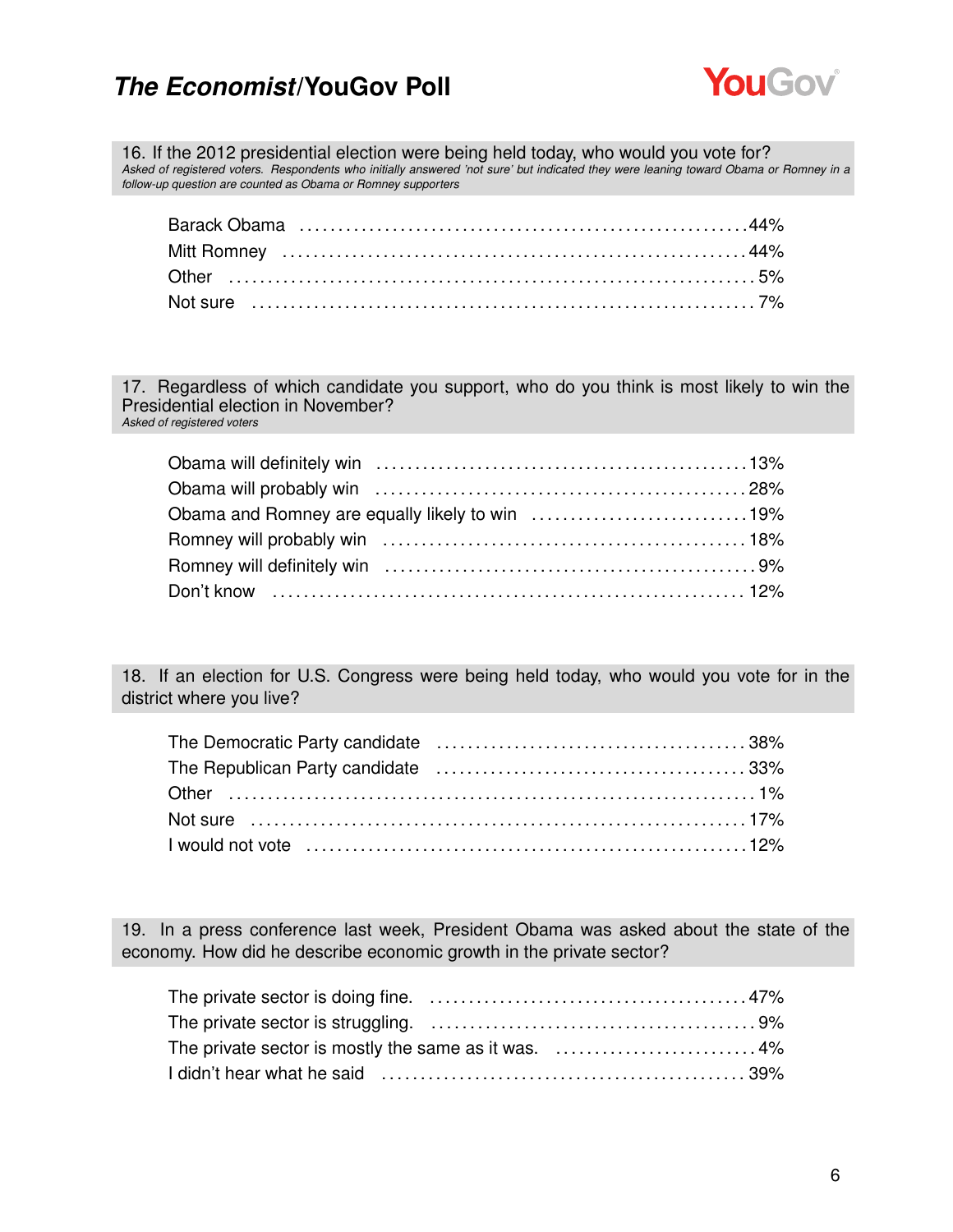### 16. If the 2012 presidential election were being held today, who would you vote for?

*Asked of registered voters. Respondents who initially answered 'not sure' but indicated they were leaning toward Obama or Romney in a follow-up question are counted as Obama or Romney supporters*

| Response | % |
|---|---|
| Barack Obama | 44% |
| Mitt Romney | 44% |
| Other | 5% |
| Not sure | 7% |

### 17. Regardless of which candidate you support, who do you think is most likely to win the Presidential election in November?

*Asked of registered voters*

| Response | % |
|---|---|
| Obama will definitely win | 13% |
| Obama will probably win | 28% |
| Obama and Romney are equally likely to win | 19% |
| Romney will probably win | 18% |
| Romney will definitely win | 9% |
| Don't know | 12% |

### 18. If an election for U.S. Congress were being held today, who would you vote for in the district where you live?

| Response | % |
|---|---|
| The Democratic Party candidate | 38% |
| The Republican Party candidate | 33% |
| Other | 1% |
| Not sure | 17% |
| I would not vote | 12% |

### 19. In a press conference last week, President Obama was asked about the state of the economy. How did he describe economic growth in the private sector?

| Response | % |
|---|---|
| The private sector is doing fine. | 47% |
| The private sector is struggling. | 9% |
| The private sector is mostly the same as it was. | 4% |
| I didn't hear what he said | 39% |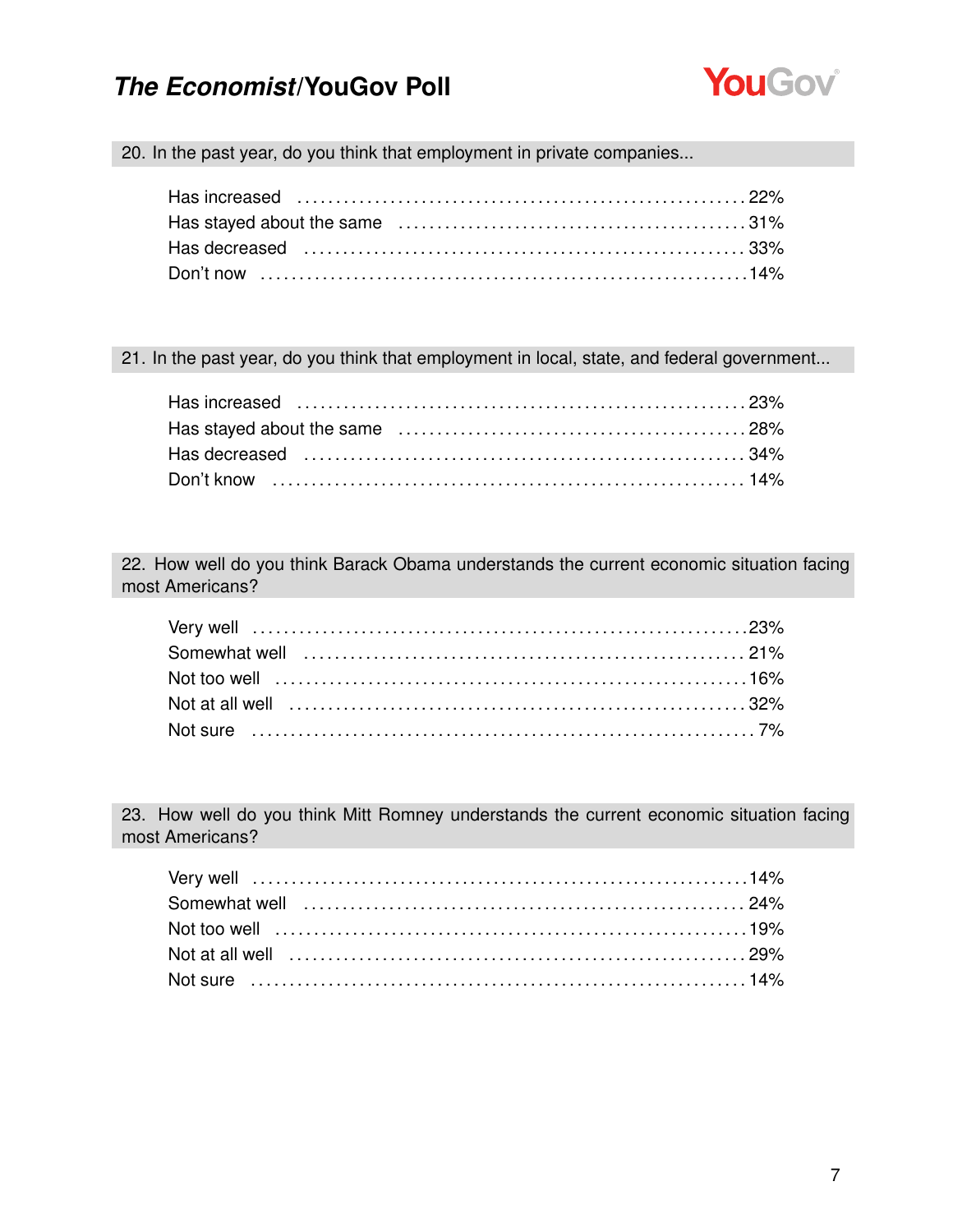**20. In the past year, do you think that employment in private companies...**

| Response | % |
|---|---|
| Has increased | 22% |
| Has stayed about the same | 31% |
| Has decreased | 33% |
| Don't now | 14% |

**21. In the past year, do you think that employment in local, state, and federal government...**

| Response | % |
|---|---|
| Has increased | 23% |
| Has stayed about the same | 28% |
| Has decreased | 34% |
| Don't know | 14% |

**22. How well do you think Barack Obama understands the current economic situation facing most Americans?**

| Response | % |
|---|---|
| Very well | 23% |
| Somewhat well | 21% |
| Not too well | 16% |
| Not at all well | 32% |
| Not sure | 7% |

**23. How well do you think Mitt Romney understands the current economic situation facing most Americans?**

| Response | % |
|---|---|
| Very well | 14% |
| Somewhat well | 24% |
| Not too well | 19% |
| Not at all well | 29% |
| Not sure | 14% |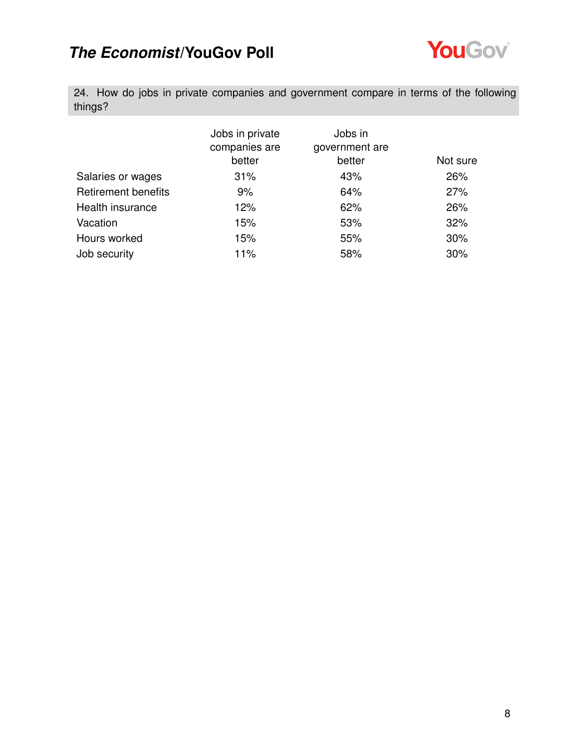24. How do jobs in private companies and government compare in terms of the following things?

| | Jobs in private companies are better | Jobs in government are better | Not sure |
|---|---|---|---|
| Salaries or wages | 31% | 43% | 26% |
| Retirement benefits | 9% | 64% | 27% |
| Health insurance | 12% | 62% | 26% |
| Vacation | 15% | 53% | 32% |
| Hours worked | 15% | 55% | 30% |
| Job security | 11% | 58% | 30% |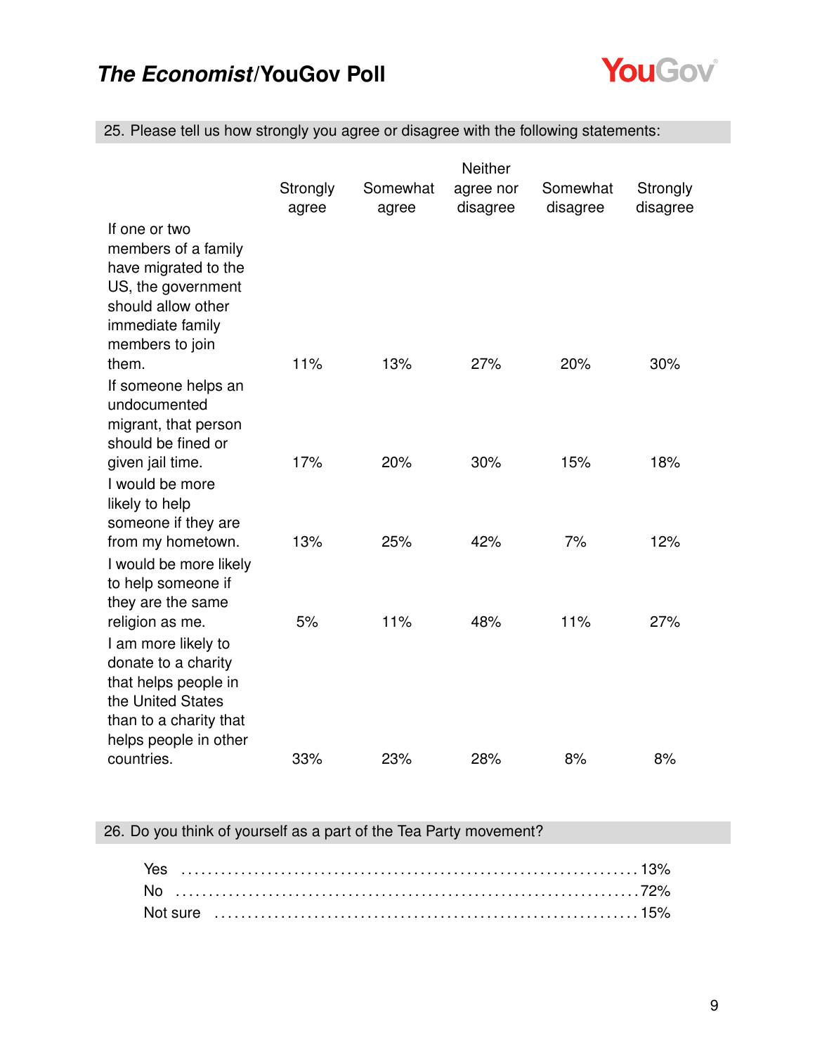## 25. Please tell us how strongly you agree or disagree with the following statements:

| | Strongly agree | Somewhat agree | Neither agree nor disagree | Somewhat disagree | Strongly disagree |
|---|---|---|---|---|---|
| If one or two members of a family have migrated to the US, the government should allow other immediate family members to join them. | 11% | 13% | 27% | 20% | 30% |
| If someone helps an undocumented migrant, that person should be fined or given jail time. | 17% | 20% | 30% | 15% | 18% |
| I would be more likely to help someone if they are from my hometown. | 13% | 25% | 42% | 7% | 12% |
| I would be more likely to help someone if they are the same religion as me. | 5% | 11% | 48% | 11% | 27% |
| I am more likely to donate to a charity that helps people in the United States than to a charity that helps people in other countries. | 33% | 23% | 28% | 8% | 8% |

## 26. Do you think of yourself as a part of the Tea Party movement?

| | |
|---|---|
| Yes | 13% |
| No | 72% |
| Not sure | 15% |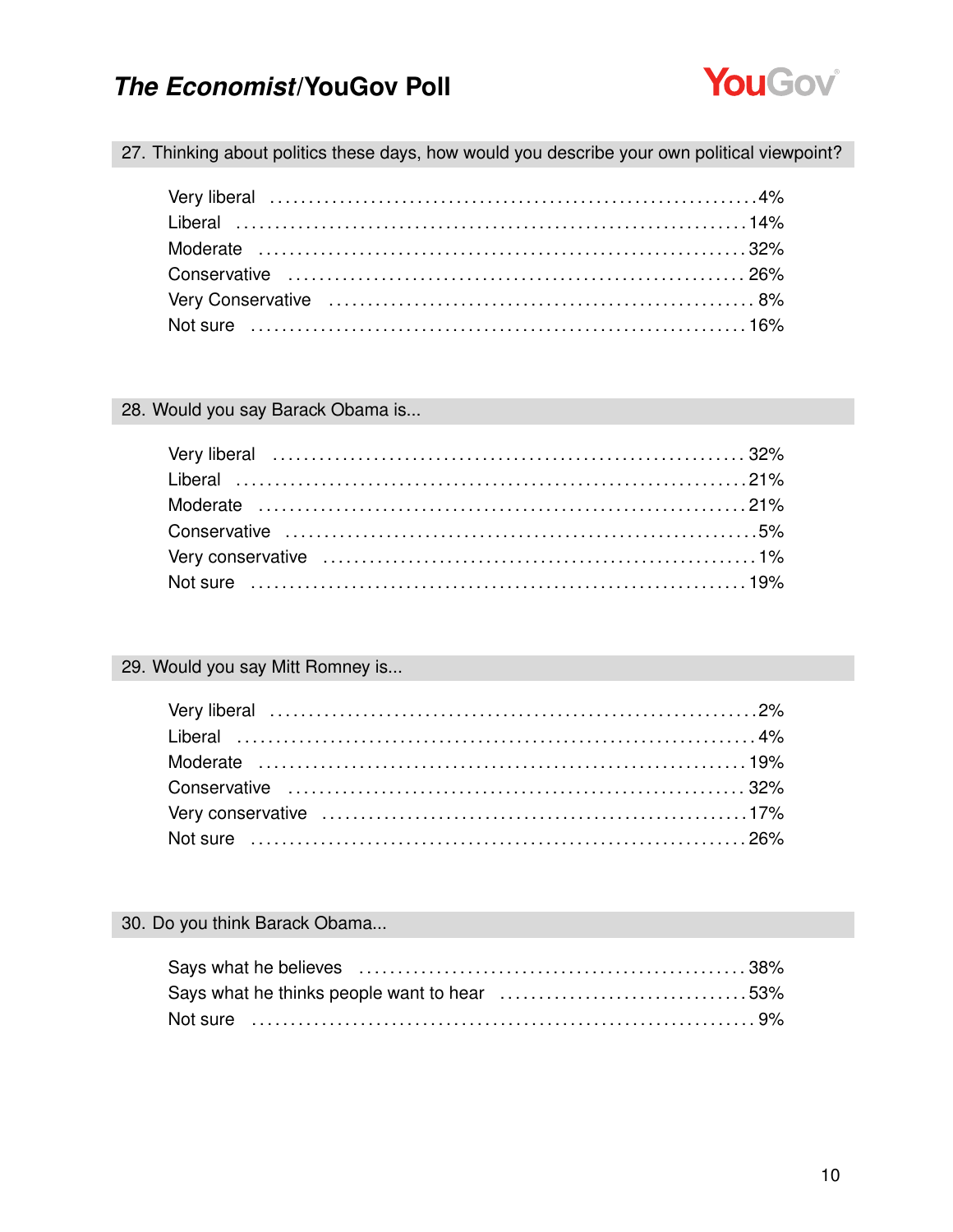## 27. Thinking about politics these days, how would you describe your own political viewpoint?

| | |
|---|---|
| Very liberal | 4% |
| Liberal | 14% |
| Moderate | 32% |
| Conservative | 26% |
| Very Conservative | 8% |
| Not sure | 16% |

## 28. Would you say Barack Obama is...

| | |
|---|---|
| Very liberal | 32% |
| Liberal | 21% |
| Moderate | 21% |
| Conservative | 5% |
| Very conservative | 1% |
| Not sure | 19% |

## 29. Would you say Mitt Romney is...

| | |
|---|---|
| Very liberal | 2% |
| Liberal | 4% |
| Moderate | 19% |
| Conservative | 32% |
| Very conservative | 17% |
| Not sure | 26% |

## 30. Do you think Barack Obama...

| | |
|---|---|
| Says what he believes | 38% |
| Says what he thinks people want to hear | 53% |
| Not sure | 9% |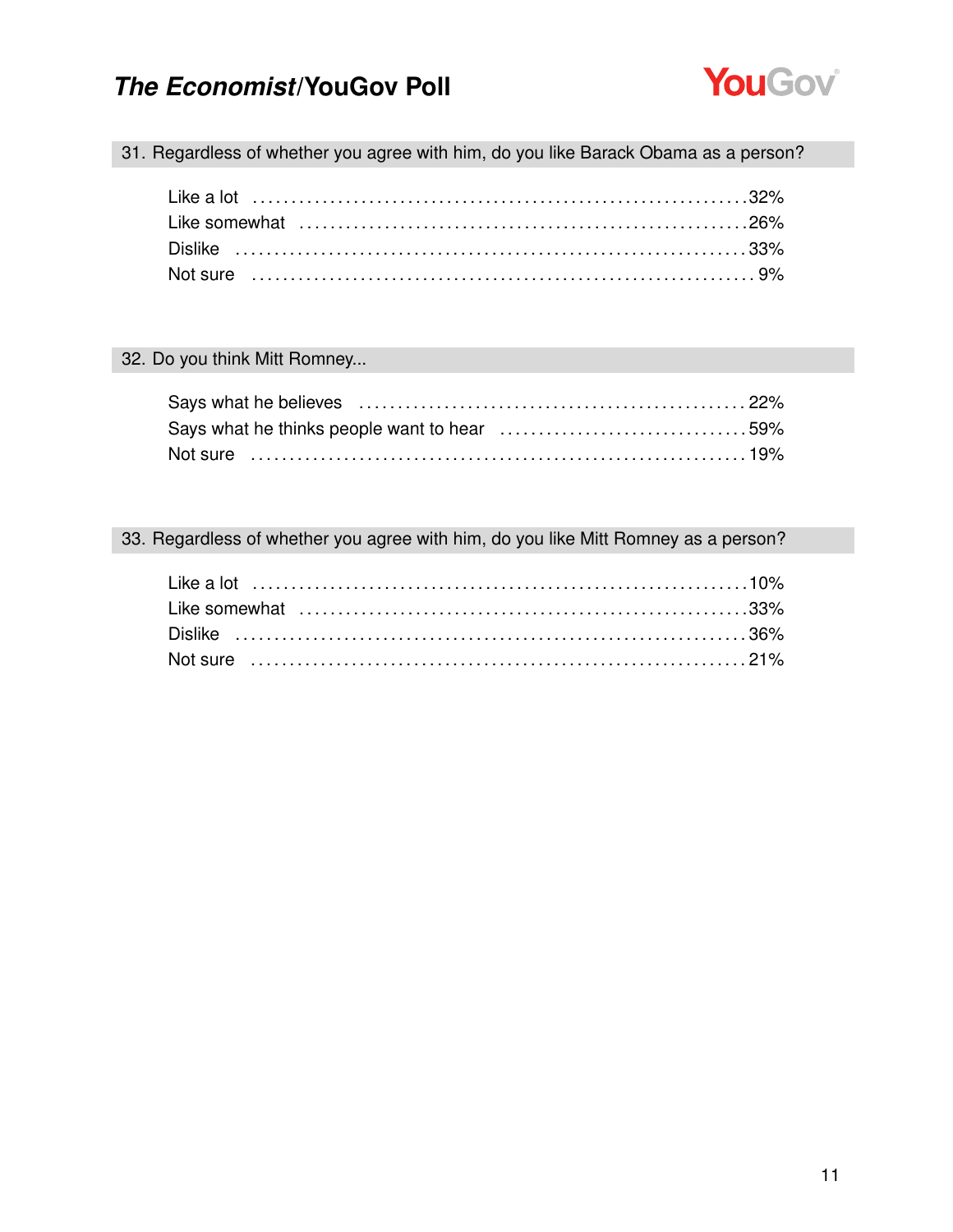## 31. Regardless of whether you agree with him, do you like Barack Obama as a person?

| Response | % |
|---|---|
| Like a lot | 32% |
| Like somewhat | 26% |
| Dislike | 33% |
| Not sure | 9% |

## 32. Do you think Mitt Romney...

| Response | % |
|---|---|
| Says what he believes | 22% |
| Says what he thinks people want to hear | 59% |
| Not sure | 19% |

## 33. Regardless of whether you agree with him, do you like Mitt Romney as a person?

| Response | % |
|---|---|
| Like a lot | 10% |
| Like somewhat | 33% |
| Dislike | 36% |
| Not sure | 21% |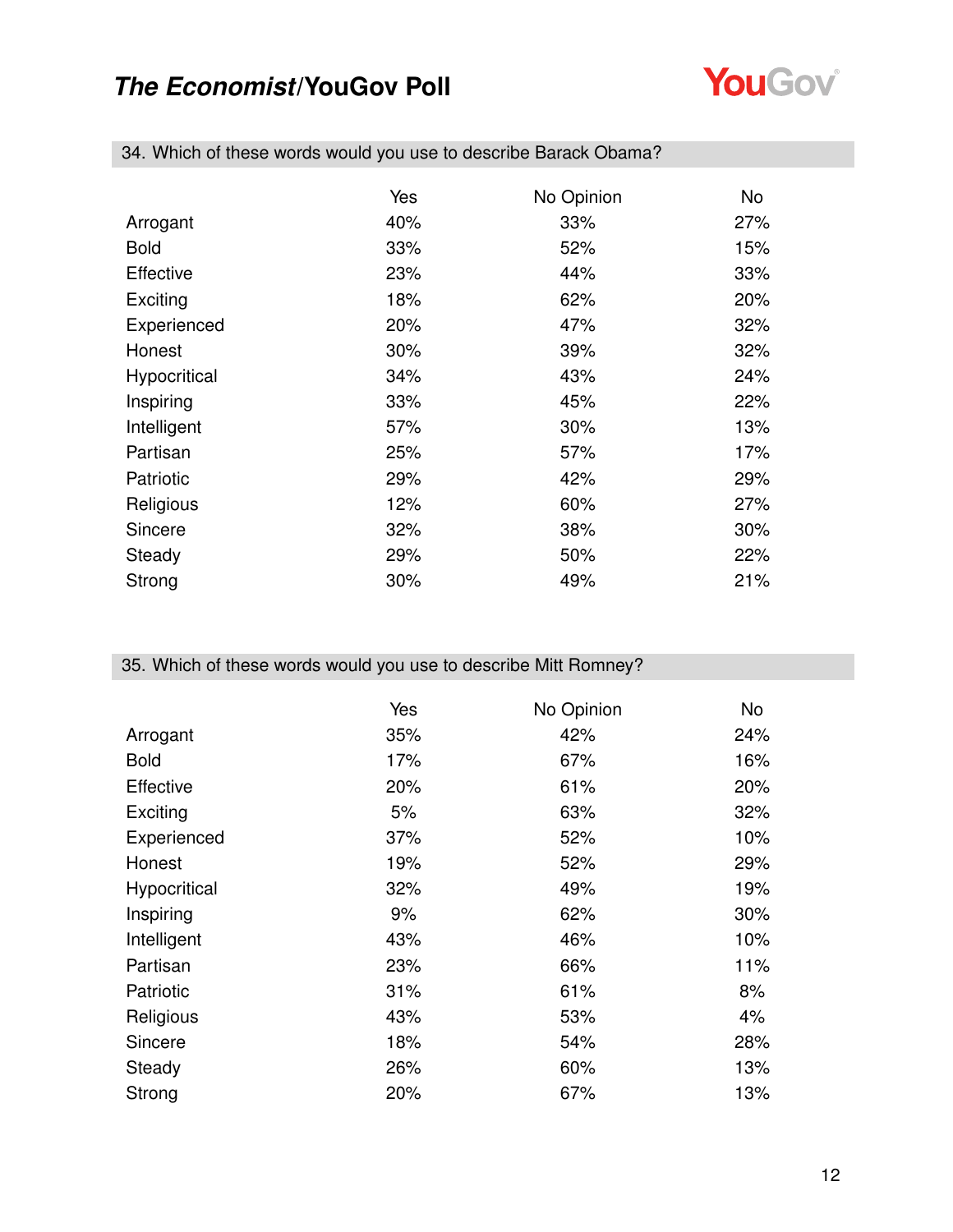## 34. Which of these words would you use to describe Barack Obama?

| | Yes | No Opinion | No |
|---|---|---|---|
| Arrogant | 40% | 33% | 27% |
| Bold | 33% | 52% | 15% |
| Effective | 23% | 44% | 33% |
| Exciting | 18% | 62% | 20% |
| Experienced | 20% | 47% | 32% |
| Honest | 30% | 39% | 32% |
| Hypocritical | 34% | 43% | 24% |
| Inspiring | 33% | 45% | 22% |
| Intelligent | 57% | 30% | 13% |
| Partisan | 25% | 57% | 17% |
| Patriotic | 29% | 42% | 29% |
| Religious | 12% | 60% | 27% |
| Sincere | 32% | 38% | 30% |
| Steady | 29% | 50% | 22% |
| Strong | 30% | 49% | 21% |

## 35. Which of these words would you use to describe Mitt Romney?

| | Yes | No Opinion | No |
|---|---|---|---|
| Arrogant | 35% | 42% | 24% |
| Bold | 17% | 67% | 16% |
| Effective | 20% | 61% | 20% |
| Exciting | 5% | 63% | 32% |
| Experienced | 37% | 52% | 10% |
| Honest | 19% | 52% | 29% |
| Hypocritical | 32% | 49% | 19% |
| Inspiring | 9% | 62% | 30% |
| Intelligent | 43% | 46% | 10% |
| Partisan | 23% | 66% | 11% |
| Patriotic | 31% | 61% | 8% |
| Religious | 43% | 53% | 4% |
| Sincere | 18% | 54% | 28% |
| Steady | 26% | 60% | 13% |
| Strong | 20% | 67% | 13% |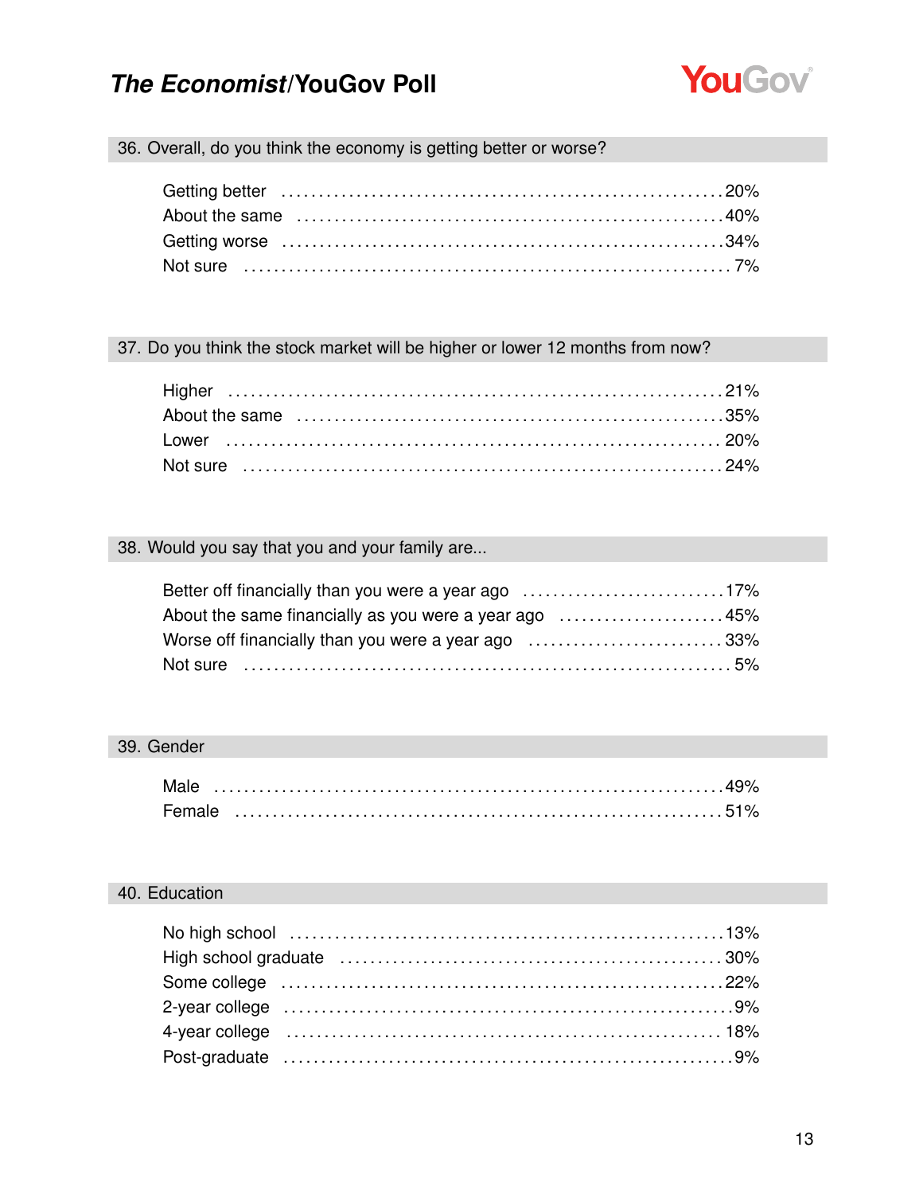## 36. Overall, do you think the economy is getting better or worse?

| Response | % |
|---|---|
| Getting better | 20% |
| About the same | 40% |
| Getting worse | 34% |
| Not sure | 7% |

## 37. Do you think the stock market will be higher or lower 12 months from now?

| Response | % |
|---|---|
| Higher | 21% |
| About the same | 35% |
| Lower | 20% |
| Not sure | 24% |

## 38. Would you say that you and your family are...

| Response | % |
|---|---|
| Better off financially than you were a year ago | 17% |
| About the same financially as you were a year ago | 45% |
| Worse off financially than you were a year ago | 33% |
| Not sure | 5% |

## 39. Gender

| Response | % |
|---|---|
| Male | 49% |
| Female | 51% |

## 40. Education

| Response | % |
|---|---|
| No high school | 13% |
| High school graduate | 30% |
| Some college | 22% |
| 2-year college | 9% |
| 4-year college | 18% |
| Post-graduate | 9% |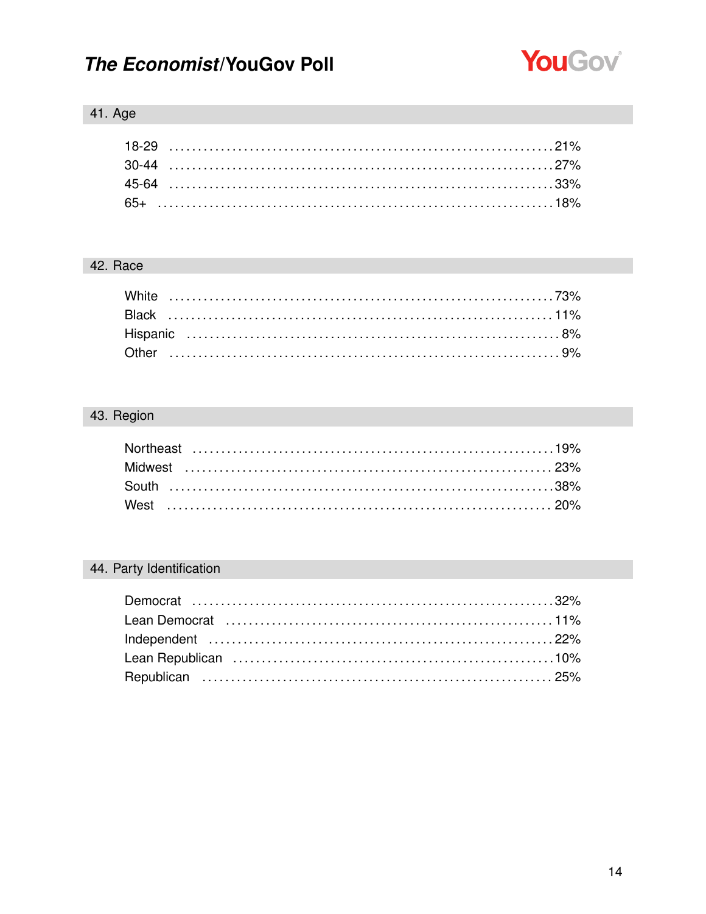## 41. Age

| | |
|---|---|
| 18-29 | 21% |
| 30-44 | 27% |
| 45-64 | 33% |
| 65+ | 18% |

## 42. Race

| | |
|---|---|
| White | 73% |
| Black | 11% |
| Hispanic | 8% |
| Other | 9% |

## 43. Region

| | |
|---|---|
| Northeast | 19% |
| Midwest | 23% |
| South | 38% |
| West | 20% |

## 44. Party Identification

| | |
|---|---|
| Democrat | 32% |
| Lean Democrat | 11% |
| Independent | 22% |
| Lean Republican | 10% |
| Republican | 25% |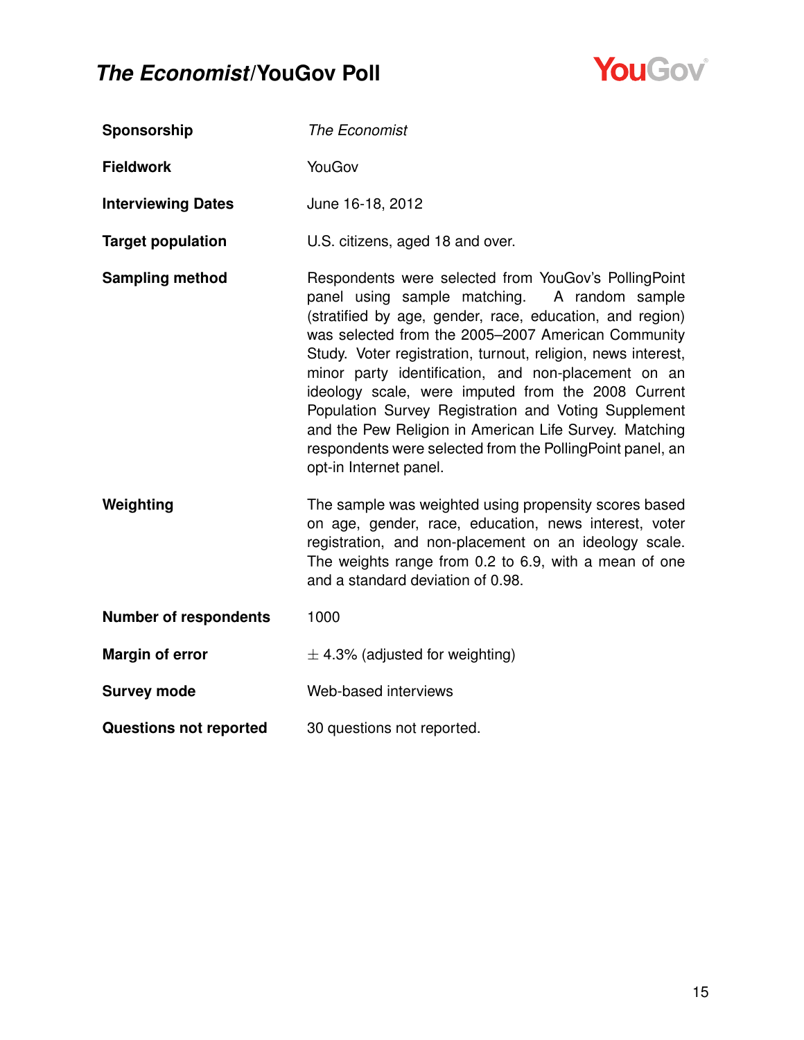# *The Economist*/YouGov Poll

| | |
|---|---|
| **Sponsorship** | *The Economist* |
| **Fieldwork** | YouGov |
| **Interviewing Dates** | June 16-18, 2012 |
| **Target population** | U.S. citizens, aged 18 and over. |
| **Sampling method** | Respondents were selected from YouGov's PollingPoint panel using sample matching. A random sample (stratified by age, gender, race, education, and region) was selected from the 2005–2007 American Community Study. Voter registration, turnout, religion, news interest, minor party identification, and non-placement on an ideology scale, were imputed from the 2008 Current Population Survey Registration and Voting Supplement and the Pew Religion in American Life Survey. Matching respondents were selected from the PollingPoint panel, an opt-in Internet panel. |
| **Weighting** | The sample was weighted using propensity scores based on age, gender, race, education, news interest, voter registration, and non-placement on an ideology scale. The weights range from 0.2 to 6.9, with a mean of one and a standard deviation of 0.98. |
| **Number of respondents** | 1000 |
| **Margin of error** | $\pm$ 4.3% (adjusted for weighting) |
| **Survey mode** | Web-based interviews |
| **Questions not reported** | 30 questions not reported. |